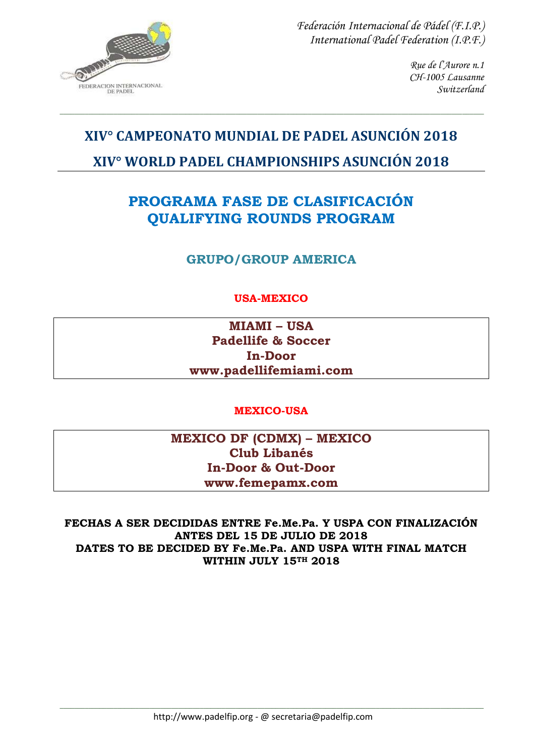*Federación Internacional de Pádel (F.I.P.)*
*International Padel Federation (I.P.F.)*

*Rue de l'Aurore n.1*
*CH-1005 Lausanne*
*Switzerland*

FEDERACION INTERNACIONAL DE PADEL

# XIV° CAMPEONATO MUNDIAL DE PADEL ASUNCIÓN 2018

# XIV° WORLD PADEL CHAMPIONSHIPS ASUNCIÓN 2018

## PROGRAMA FASE DE CLASIFICACIÓN
## QUALIFYING ROUNDS PROGRAM

### GRUPO/GROUP AMERICA

**USA-MEXICO**

**MIAMI – USA**
**Padellife & Soccer**
**In-Door**
**www.padellifemiami.com**

**MEXICO-USA**

**MEXICO DF (CDMX) – MEXICO**
**Club Libanés**
**In-Door & Out-Door**
**www.femepamx.com**

**FECHAS A SER DECIDIDAS ENTRE Fe.Me.Pa. Y USPA CON FINALIZACIÓN ANTES DEL 15 DE JULIO DE 2018**
**DATES TO BE DECIDED BY Fe.Me.Pa. AND USPA WITH FINAL MATCH WITHIN JULY 15TH 2018**

http://www.padelfip.org - @ secretaria@padelfip.com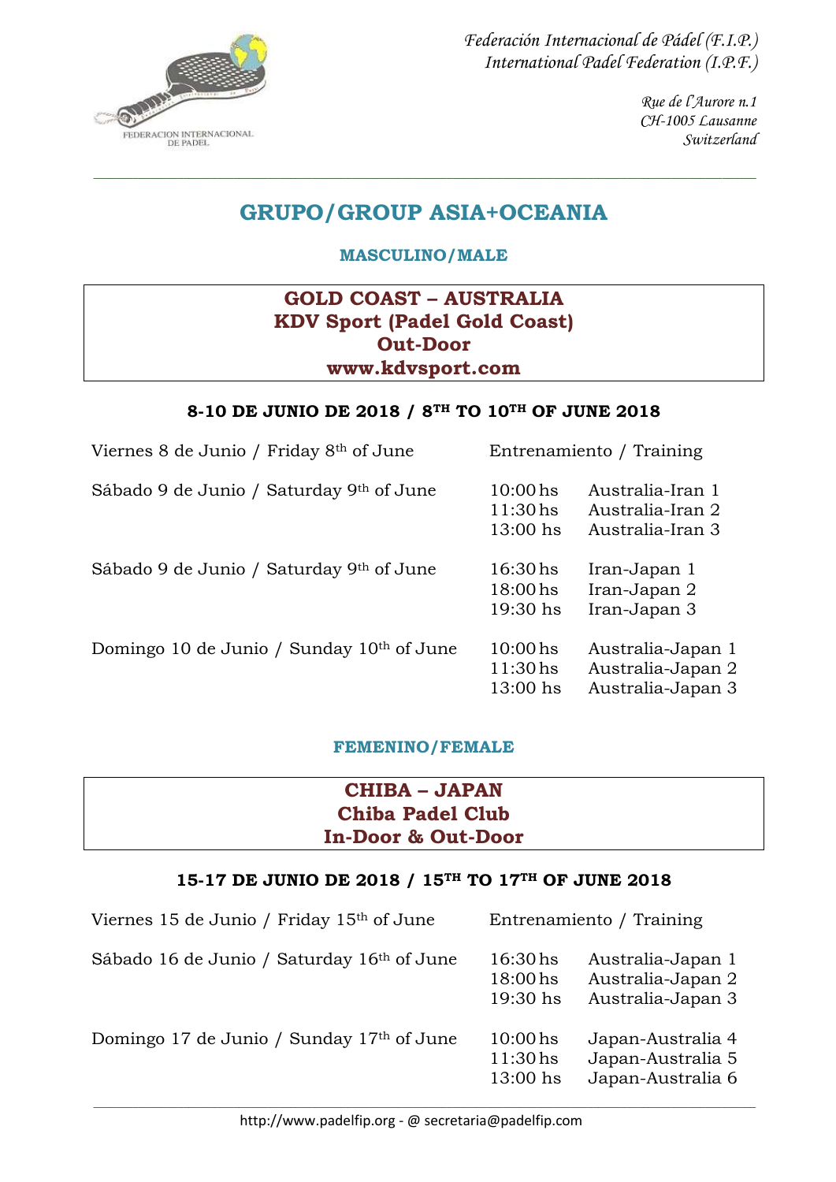*Federación Internacional de Pádel (F.I.P.)*
*International Padel Federation (I.P.F.)*

*Rue de l'Aurore n.1*
*CH-1005 Lausanne*
*Switzerland*

# GRUPO/GROUP ASIA+OCEANIA

## MASCULINO/MALE

**GOLD COAST – AUSTRALIA**
**KDV Sport (Padel Gold Coast)**
**Out-Door**
**www.kdvsport.com**

### 8-10 DE JUNIO DE 2018 / 8TH TO 10TH OF JUNE 2018

| | | |
|---|---|---|
| Viernes 8 de Junio / Friday 8th of June | Entrenamiento / Training | |
| Sábado 9 de Junio / Saturday 9th of June | 10:00 hs | Australia-Iran 1 |
| | 11:30 hs | Australia-Iran 2 |
| | 13:00 hs | Australia-Iran 3 |
| Sábado 9 de Junio / Saturday 9th of June | 16:30 hs | Iran-Japan 1 |
| | 18:00 hs | Iran-Japan 2 |
| | 19:30 hs | Iran-Japan 3 |
| Domingo 10 de Junio / Sunday 10th of June | 10:00 hs | Australia-Japan 1 |
| | 11:30 hs | Australia-Japan 2 |
| | 13:00 hs | Australia-Japan 3 |

## FEMENINO/FEMALE

**CHIBA – JAPAN**
**Chiba Padel Club**
**In-Door & Out-Door**

### 15-17 DE JUNIO DE 2018 / 15TH TO 17TH OF JUNE 2018

| | | |
|---|---|---|
| Viernes 15 de Junio / Friday 15th of June | Entrenamiento / Training | |
| Sábado 16 de Junio / Saturday 16th of June | 16:30 hs | Australia-Japan 1 |
| | 18:00 hs | Australia-Japan 2 |
| | 19:30 hs | Australia-Japan 3 |
| Domingo 17 de Junio / Sunday 17th of June | 10:00 hs | Japan-Australia 4 |
| | 11:30 hs | Japan-Australia 5 |
| | 13:00 hs | Japan-Australia 6 |

http://www.padelfip.org - @ secretaria@padelfip.com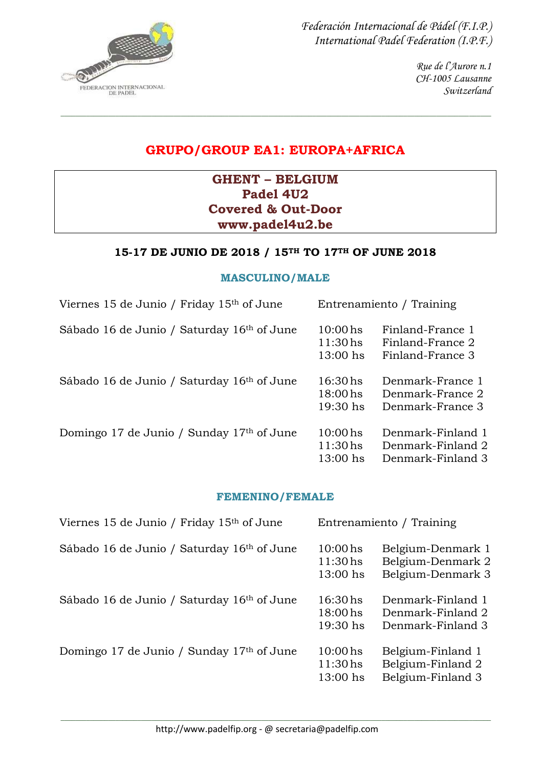*Federación Internacional de Pádel (F.I.P.)*
*International Padel Federation (I.P.F.)*

*Rue de l'Aurore n.1*
*CH-1005 Lausanne*
*Switzerland*

## GRUPO/GROUP EA1: EUROPA+AFRICA

**GHENT – BELGIUM**
**Padel 4U2**
**Covered & Out-Door**
**www.padel4u2.be**

**15-17 DE JUNIO DE 2018 / 15TH TO 17TH OF JUNE 2018**

### MASCULINO/MALE

| Day | Time | Match |
|---|---|---|
| Viernes 15 de Junio / Friday 15th of June | Entrenamiento / Training | |
| Sábado 16 de Junio / Saturday 16th of June | 10:00 hs | Finland-France 1 |
| | 11:30 hs | Finland-France 2 |
| | 13:00 hs | Finland-France 3 |
| Sábado 16 de Junio / Saturday 16th of June | 16:30 hs | Denmark-France 1 |
| | 18:00 hs | Denmark-France 2 |
| | 19:30 hs | Denmark-France 3 |
| Domingo 17 de Junio / Sunday 17th of June | 10:00 hs | Denmark-Finland 1 |
| | 11:30 hs | Denmark-Finland 2 |
| | 13:00 hs | Denmark-Finland 3 |

### FEMENINO/FEMALE

| Day | Time | Match |
|---|---|---|
| Viernes 15 de Junio / Friday 15th of June | Entrenamiento / Training | |
| Sábado 16 de Junio / Saturday 16th of June | 10:00 hs | Belgium-Denmark 1 |
| | 11:30 hs | Belgium-Denmark 2 |
| | 13:00 hs | Belgium-Denmark 3 |
| Sábado 16 de Junio / Saturday 16th of June | 16:30 hs | Denmark-Finland 1 |
| | 18:00 hs | Denmark-Finland 2 |
| | 19:30 hs | Denmark-Finland 3 |
| Domingo 17 de Junio / Sunday 17th of June | 10:00 hs | Belgium-Finland 1 |
| | 11:30 hs | Belgium-Finland 2 |
| | 13:00 hs | Belgium-Finland 3 |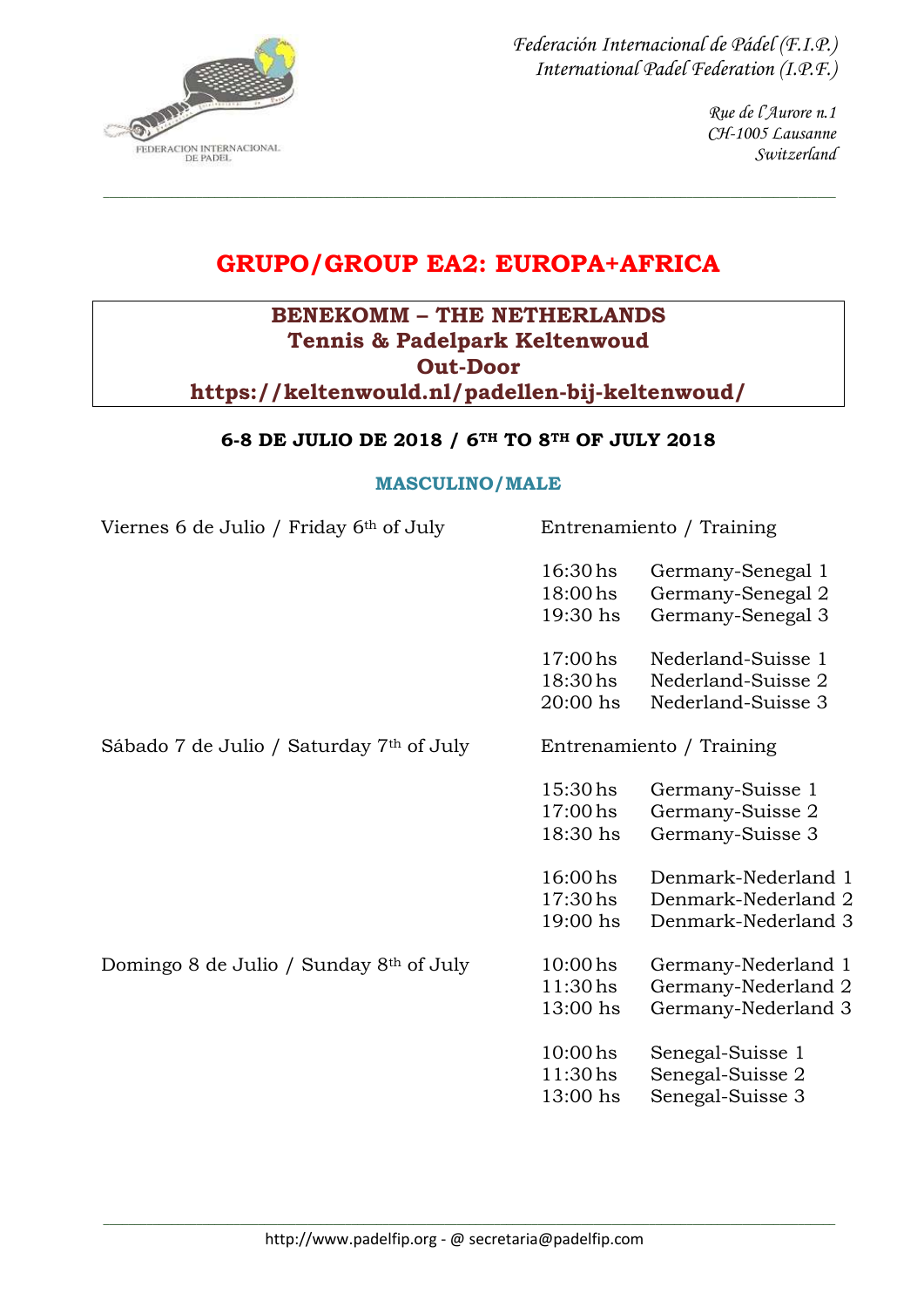*Federación Internacional de Pádel (F.I.P.)*
*International Padel Federation (I.P.F.)*

*Rue de l'Aurore n.1*
*CH-1005 Lausanne*
*Switzerland*

# GRUPO/GROUP EA2: EUROPA+AFRICA

**BENEKOMM – THE NETHERLANDS**
**Tennis & Padelpark Keltenwoud**
**Out-Door**
**https://keltenwould.nl/padellen-bij-keltenwoud/**

**6-8 DE JULIO DE 2018 / 6TH TO 8TH OF JULY 2018**

### MASCULINO/MALE

| Day | Time | Match |
|---|---|---|
| Viernes 6 de Julio / Friday 6th of July | Entrenamiento / Training | |
| | 16:30 hs | Germany-Senegal 1 |
| | 18:00 hs | Germany-Senegal 2 |
| | 19:30 hs | Germany-Senegal 3 |
| | 17:00 hs | Nederland-Suisse 1 |
| | 18:30 hs | Nederland-Suisse 2 |
| | 20:00 hs | Nederland-Suisse 3 |
| Sábado 7 de Julio / Saturday 7th of July | Entrenamiento / Training | |
| | 15:30 hs | Germany-Suisse 1 |
| | 17:00 hs | Germany-Suisse 2 |
| | 18:30 hs | Germany-Suisse 3 |
| | 16:00 hs | Denmark-Nederland 1 |
| | 17:30 hs | Denmark-Nederland 2 |
| | 19:00 hs | Denmark-Nederland 3 |
| Domingo 8 de Julio / Sunday 8th of July | 10:00 hs | Germany-Nederland 1 |
| | 11:30 hs | Germany-Nederland 2 |
| | 13:00 hs | Germany-Nederland 3 |
| | 10:00 hs | Senegal-Suisse 1 |
| | 11:30 hs | Senegal-Suisse 2 |
| | 13:00 hs | Senegal-Suisse 3 |

http://www.padelfip.org - @ secretaria@padelfip.com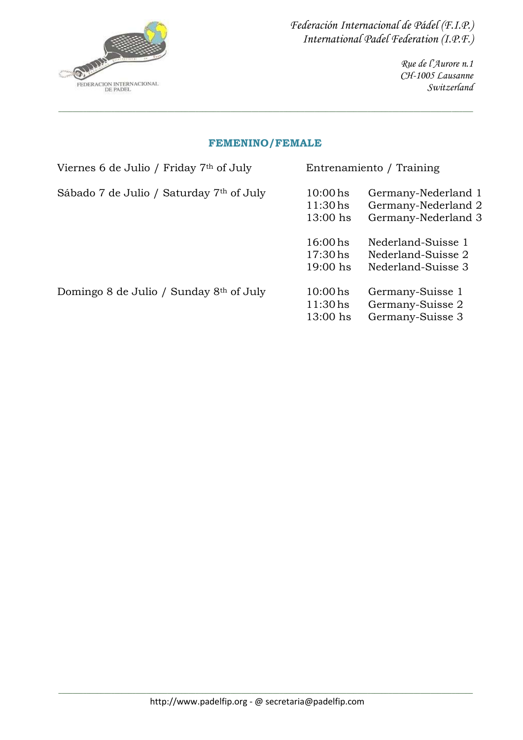Federación Internacional de Pádel (F.I.P.)
International Padel Federation (I.P.F.)

Rue de l'Aurore n.1
CH-1005 Lausanne
Switzerland

## FEMENINO/FEMALE

| | | |
|---|---|---|
| Viernes 6 de Julio / Friday 7th of July | Entrenamiento / Training | |
| Sábado 7 de Julio / Saturday 7th of July | 10:00 hs | Germany-Nederland 1 |
| | 11:30 hs | Germany-Nederland 2 |
| | 13:00 hs | Germany-Nederland 3 |
| | 16:00 hs | Nederland-Suisse 1 |
| | 17:30 hs | Nederland-Suisse 2 |
| | 19:00 hs | Nederland-Suisse 3 |
| Domingo 8 de Julio / Sunday 8th of July | 10:00 hs | Germany-Suisse 1 |
| | 11:30 hs | Germany-Suisse 2 |
| | 13:00 hs | Germany-Suisse 3 |

http://www.padelfip.org - @ secretaria@padelfip.com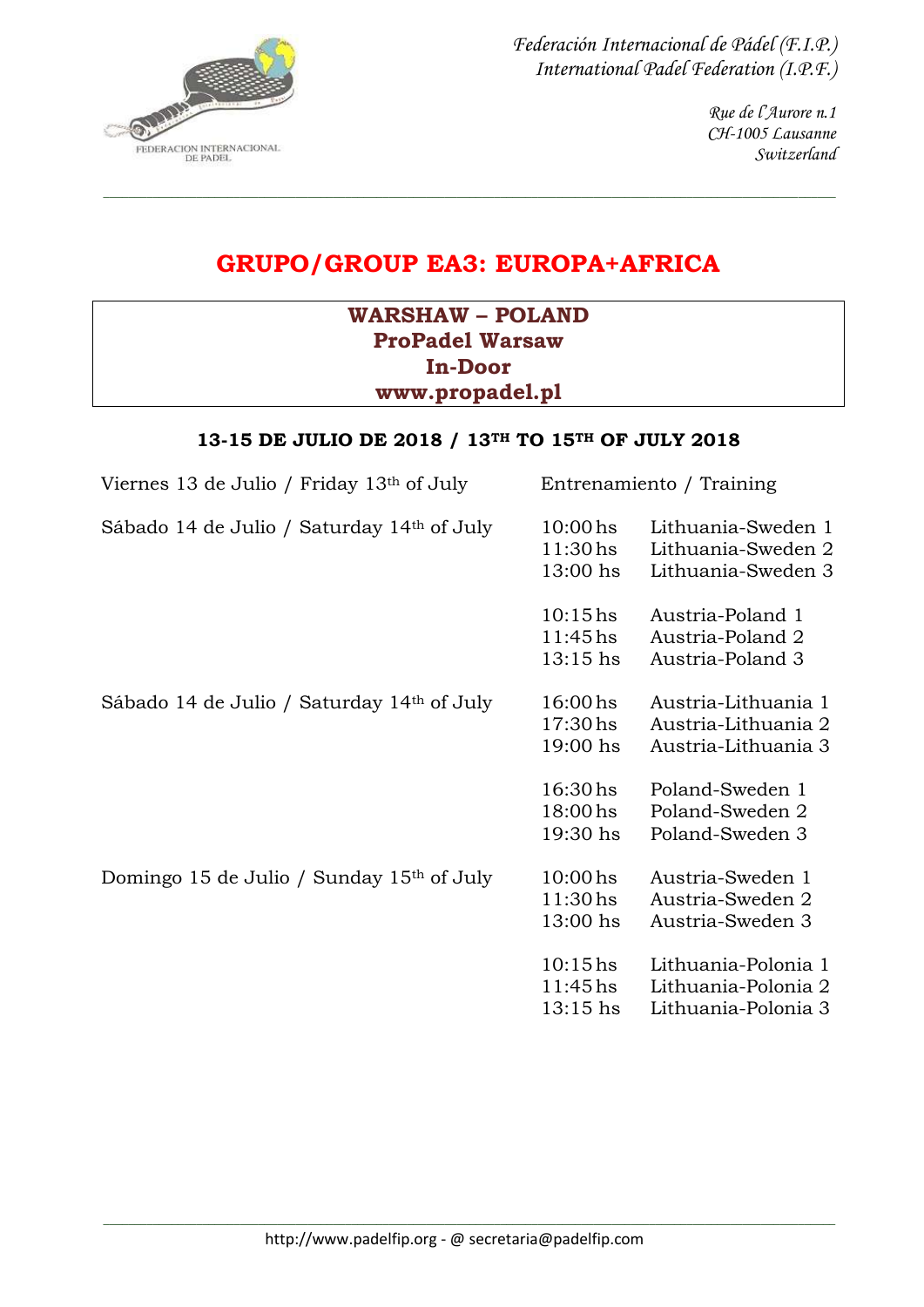*Federación Internacional de Pádel (F.I.P.)*
*International Padel Federation (I.P.F.)*

*Rue de l'Aurore n.1*
*CH-1005 Lausanne*
*Switzerland*

# GRUPO/GROUP EA3: EUROPA+AFRICA

**WARSHAW – POLAND**
**ProPadel Warsaw**
**In-Door**
**www.propadel.pl**

**13-15 DE JULIO DE 2018 / 13TH TO 15TH OF JULY 2018**

| | | |
|---|---|---|
| Viernes 13 de Julio / Friday 13th of July | Entrenamiento / Training | |
| Sábado 14 de Julio / Saturday 14th of July | 10:00 hs | Lithuania-Sweden 1 |
| | 11:30 hs | Lithuania-Sweden 2 |
| | 13:00 hs | Lithuania-Sweden 3 |
| | 10:15 hs | Austria-Poland 1 |
| | 11:45 hs | Austria-Poland 2 |
| | 13:15 hs | Austria-Poland 3 |
| Sábado 14 de Julio / Saturday 14th of July | 16:00 hs | Austria-Lithuania 1 |
| | 17:30 hs | Austria-Lithuania 2 |
| | 19:00 hs | Austria-Lithuania 3 |
| | 16:30 hs | Poland-Sweden 1 |
| | 18:00 hs | Poland-Sweden 2 |
| | 19:30 hs | Poland-Sweden 3 |
| Domingo 15 de Julio / Sunday 15th of July | 10:00 hs | Austria-Sweden 1 |
| | 11:30 hs | Austria-Sweden 2 |
| | 13:00 hs | Austria-Sweden 3 |
| | 10:15 hs | Lithuania-Polonia 1 |
| | 11:45 hs | Lithuania-Polonia 2 |
| | 13:15 hs | Lithuania-Polonia 3 |

http://www.padelfip.org - @ secretaria@padelfip.com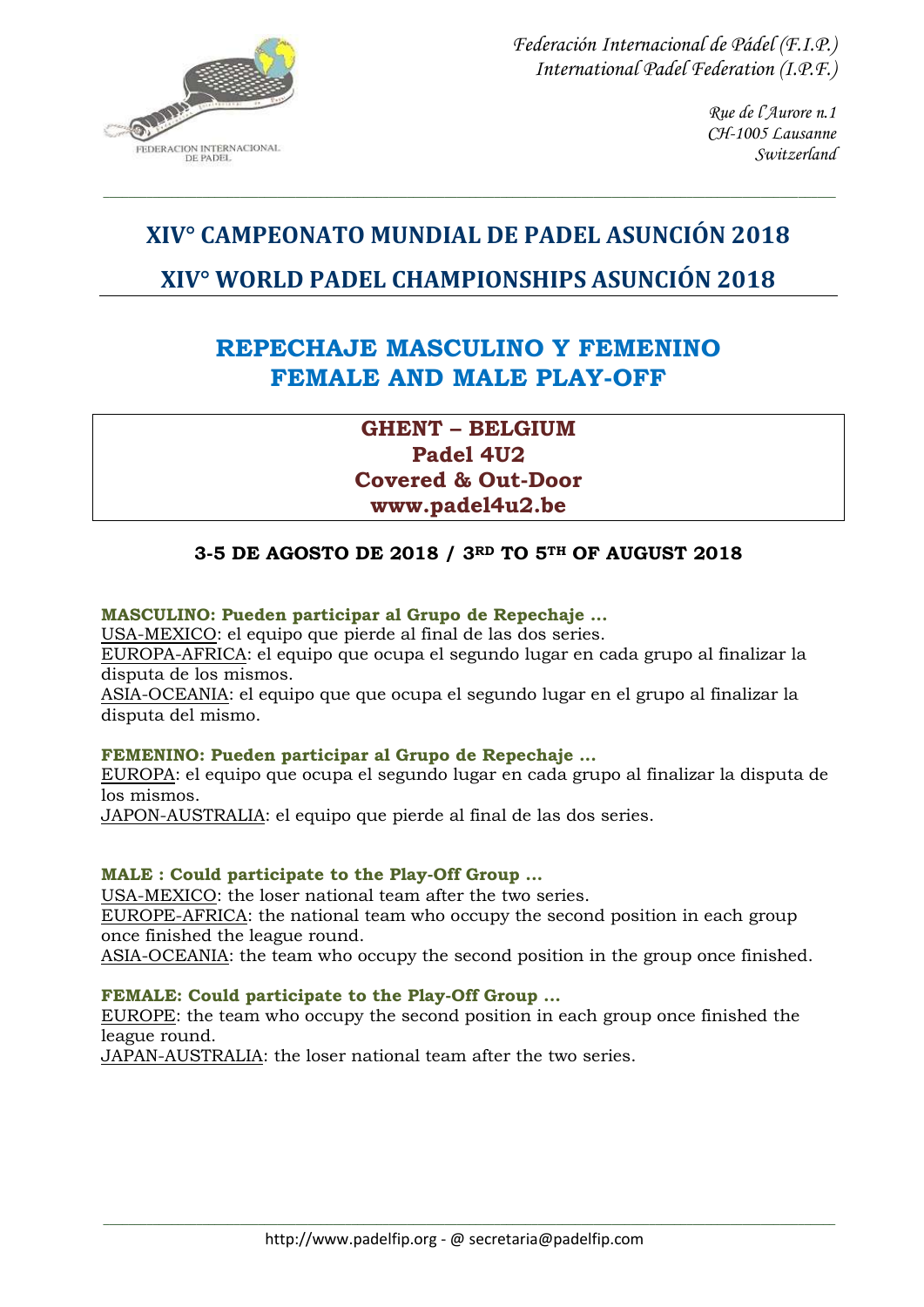*Federación Internacional de Pádel (F.I.P.)*
*International Padel Federation (I.P.F.)*

*Rue de l'Aurore n.1*
*CH-1005 Lausanne*
*Switzerland*

# XIV° CAMPEONATO MUNDIAL DE PADEL ASUNCIÓN 2018
# XIV° WORLD PADEL CHAMPIONSHIPS ASUNCIÓN 2018

## REPECHAJE MASCULINO Y FEMENINO
## FEMALE AND MALE PLAY-OFF

**GHENT – BELGIUM**
**Padel 4U2**
**Covered & Out-Door**
**www.padel4u2.be**

**3-5 DE AGOSTO DE 2018 / 3RD TO 5TH OF AUGUST 2018**

**MASCULINO: Pueden participar al Grupo de Repechaje …**
USA-MEXICO: el equipo que pierde al final de las dos series.
EUROPA-AFRICA: el equipo que ocupa el segundo lugar en cada grupo al finalizar la disputa de los mismos.
ASIA-OCEANIA: el equipo que que ocupa el segundo lugar en el grupo al finalizar la disputa del mismo.

**FEMENINO: Pueden participar al Grupo de Repechaje …**
EUROPA: el equipo que ocupa el segundo lugar en cada grupo al finalizar la disputa de los mismos.
JAPON-AUSTRALIA: el equipo que pierde al final de las dos series.

**MALE : Could participate to the Play-Off Group …**
USA-MEXICO: the loser national team after the two series.
EUROPE-AFRICA: the national team who occupy the second position in each group once finished the league round.
ASIA-OCEANIA: the team who occupy the second position in the group once finished.

**FEMALE: Could participate to the Play-Off Group …**
EUROPE: the team who occupy the second position in each group once finished the league round.
JAPAN-AUSTRALIA: the loser national team after the two series.

http://www.padelfip.org - @ secretaria@padelfip.com